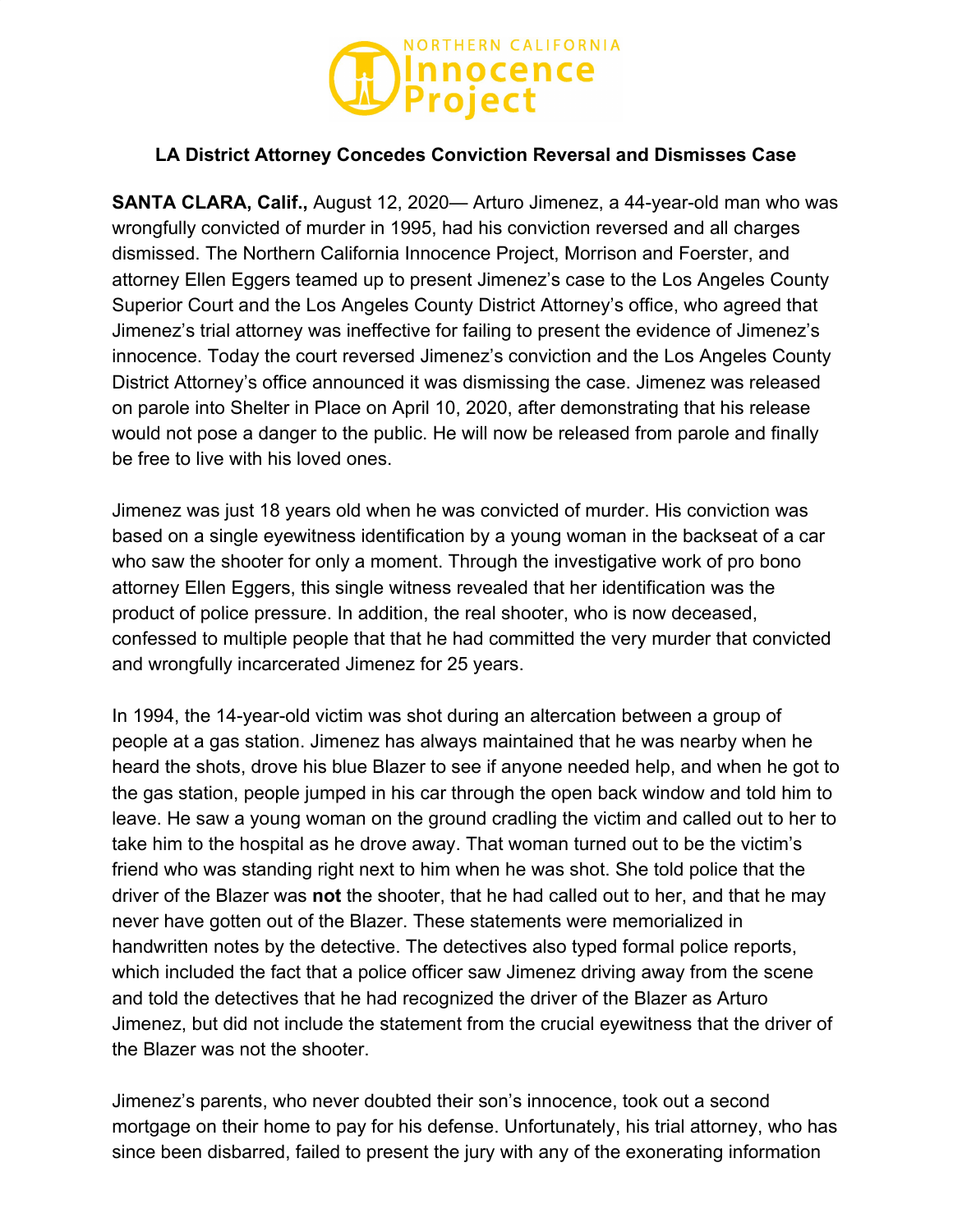NORTHERN CALIFORNIA Innocence Project

## LA District Attorney Concedes Conviction Reversal and Dismisses Case

**SANTA CLARA, Calif.,** August 12, 2020— Arturo Jimenez, a 44-year-old man who was wrongfully convicted of murder in 1995, had his conviction reversed and all charges dismissed. The Northern California Innocence Project, Morrison and Foerster, and attorney Ellen Eggers teamed up to present Jimenez's case to the Los Angeles County Superior Court and the Los Angeles County District Attorney's office, who agreed that Jimenez's trial attorney was ineffective for failing to present the evidence of Jimenez's innocence. Today the court reversed Jimenez's conviction and the Los Angeles County District Attorney's office announced it was dismissing the case. Jimenez was released on parole into Shelter in Place on April 10, 2020, after demonstrating that his release would not pose a danger to the public. He will now be released from parole and finally be free to live with his loved ones.

Jimenez was just 18 years old when he was convicted of murder. His conviction was based on a single eyewitness identification by a young woman in the backseat of a car who saw the shooter for only a moment. Through the investigative work of pro bono attorney Ellen Eggers, this single witness revealed that her identification was the product of police pressure. In addition, the real shooter, who is now deceased, confessed to multiple people that that he had committed the very murder that convicted and wrongfully incarcerated Jimenez for 25 years.

In 1994, the 14-year-old victim was shot during an altercation between a group of people at a gas station. Jimenez has always maintained that he was nearby when he heard the shots, drove his blue Blazer to see if anyone needed help, and when he got to the gas station, people jumped in his car through the open back window and told him to leave. He saw a young woman on the ground cradling the victim and called out to her to take him to the hospital as he drove away. That woman turned out to be the victim's friend who was standing right next to him when he was shot. She told police that the driver of the Blazer was **not** the shooter, that he had called out to her, and that he may never have gotten out of the Blazer. These statements were memorialized in handwritten notes by the detective. The detectives also typed formal police reports, which included the fact that a police officer saw Jimenez driving away from the scene and told the detectives that he had recognized the driver of the Blazer as Arturo Jimenez, but did not include the statement from the crucial eyewitness that the driver of the Blazer was not the shooter.

Jimenez's parents, who never doubted their son's innocence, took out a second mortgage on their home to pay for his defense. Unfortunately, his trial attorney, who has since been disbarred, failed to present the jury with any of the exonerating information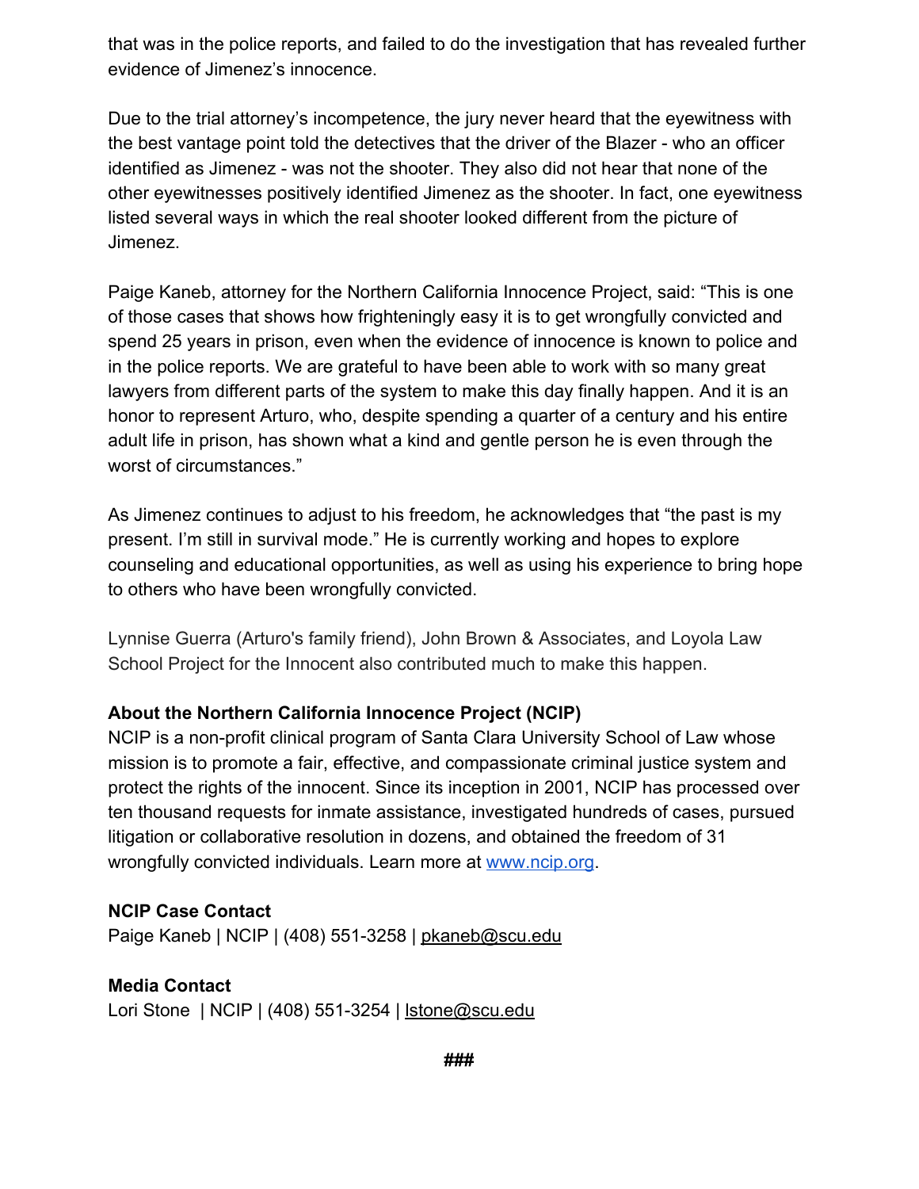that was in the police reports, and failed to do the investigation that has revealed further evidence of Jimenez's innocence.

Due to the trial attorney's incompetence, the jury never heard that the eyewitness with the best vantage point told the detectives that the driver of the Blazer - who an officer identified as Jimenez - was not the shooter. They also did not hear that none of the other eyewitnesses positively identified Jimenez as the shooter. In fact, one eyewitness listed several ways in which the real shooter looked different from the picture of Jimenez.

Paige Kaneb, attorney for the Northern California Innocence Project, said: "This is one of those cases that shows how frighteningly easy it is to get wrongfully convicted and spend 25 years in prison, even when the evidence of innocence is known to police and in the police reports. We are grateful to have been able to work with so many great lawyers from different parts of the system to make this day finally happen. And it is an honor to represent Arturo, who, despite spending a quarter of a century and his entire adult life in prison, has shown what a kind and gentle person he is even through the worst of circumstances."

As Jimenez continues to adjust to his freedom, he acknowledges that "the past is my present. I'm still in survival mode." He is currently working and hopes to explore counseling and educational opportunities, as well as using his experience to bring hope to others who have been wrongfully convicted.

Lynnise Guerra (Arturo's family friend), John Brown & Associates, and Loyola Law School Project for the Innocent also contributed much to make this happen.

**About the Northern California Innocence Project (NCIP)**
NCIP is a non-profit clinical program of Santa Clara University School of Law whose mission is to promote a fair, effective, and compassionate criminal justice system and protect the rights of the innocent. Since its inception in 2001, NCIP has processed over ten thousand requests for inmate assistance, investigated hundreds of cases, pursued litigation or collaborative resolution in dozens, and obtained the freedom of 31 wrongfully convicted individuals. Learn more at [www.ncip.org](http://www.ncip.org).

**NCIP Case Contact**
Paige Kaneb | NCIP | (408) 551-3258 | pkaneb@scu.edu

**Media Contact**
Lori Stone | NCIP | (408) 551-3254 | lstone@scu.edu

###